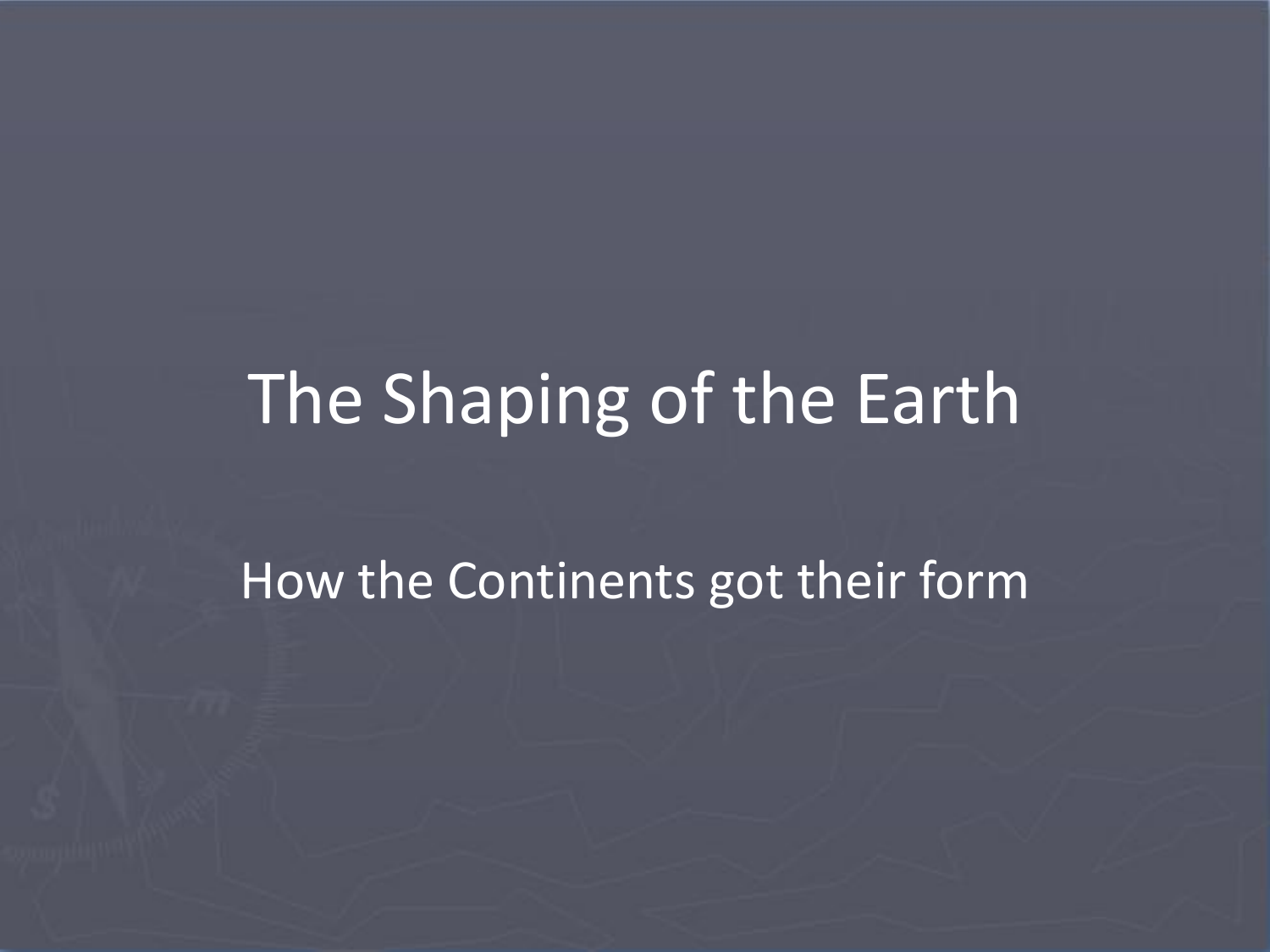# The Shaping of the Earth

How the Continents got their form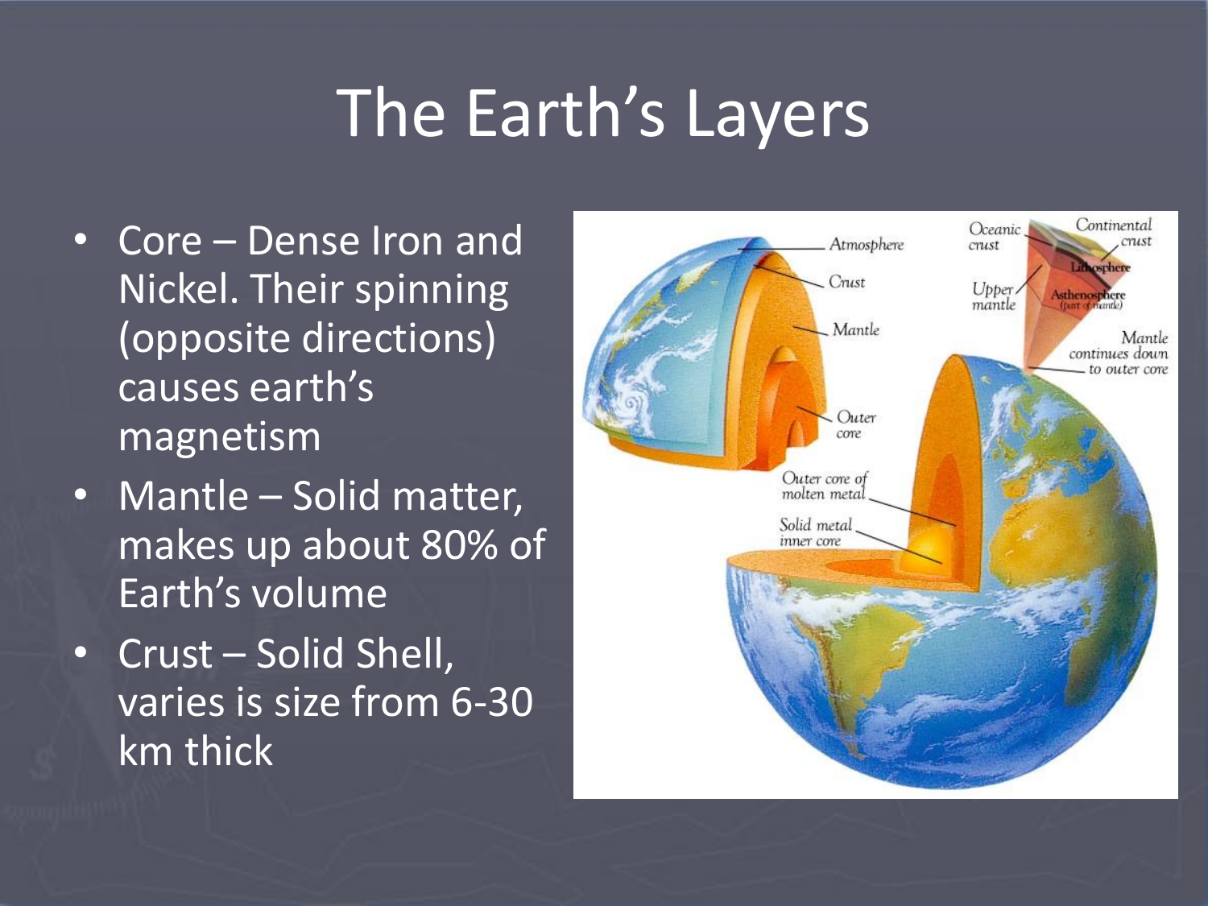# The Earth's Layers

- Core – Dense Iron and Nickel. Their spinning (opposite directions) causes earth's magnetism
- Mantle – Solid matter, makes up about 80% of Earth's volume
- Crust – Solid Shell, varies is size from 6-30 km thick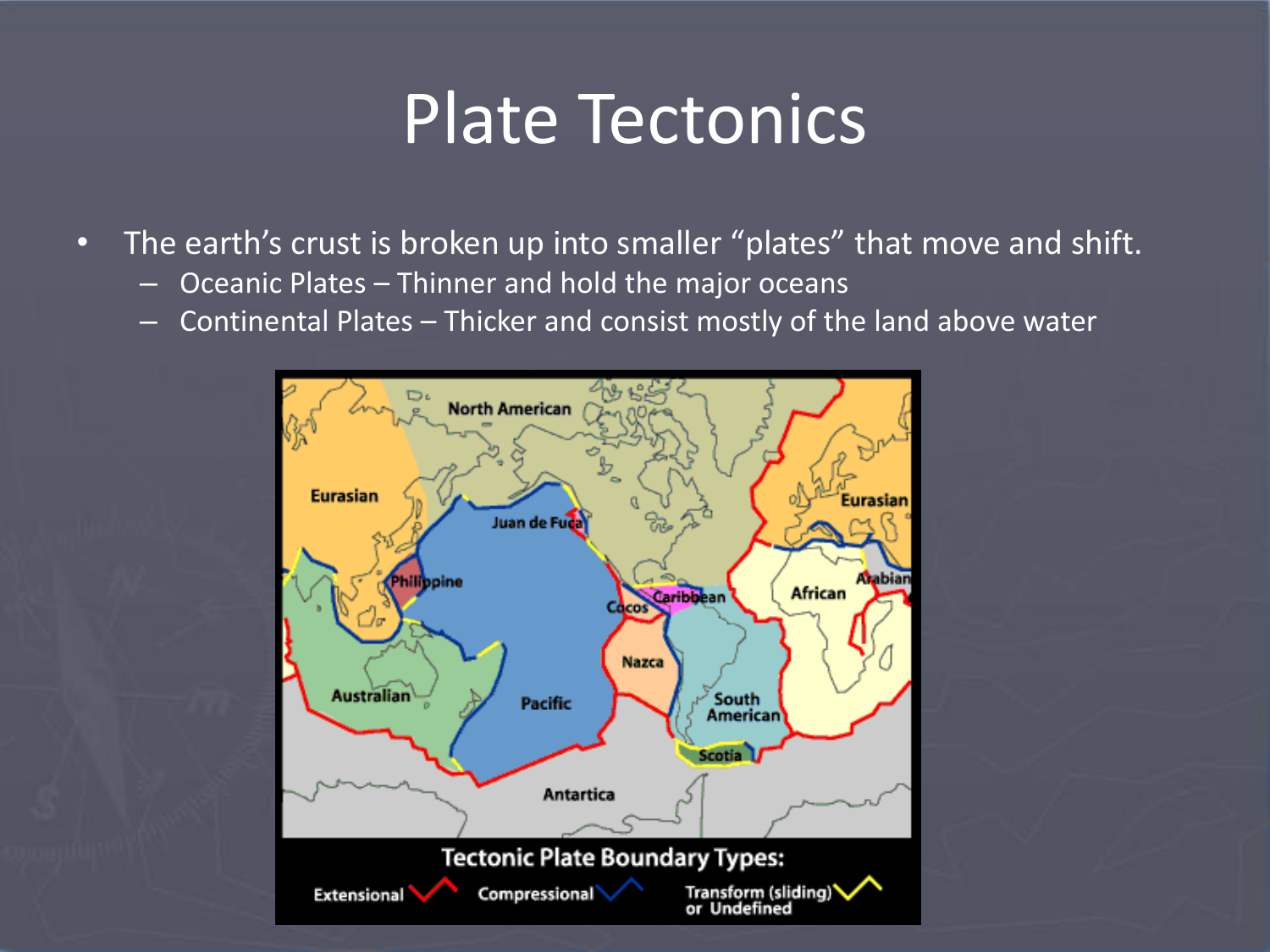# Plate Tectonics

- The earth's crust is broken up into smaller "plates" that move and shift.
  - Oceanic Plates – Thinner and hold the major oceans
  - Continental Plates – Thicker and consist mostly of the land above water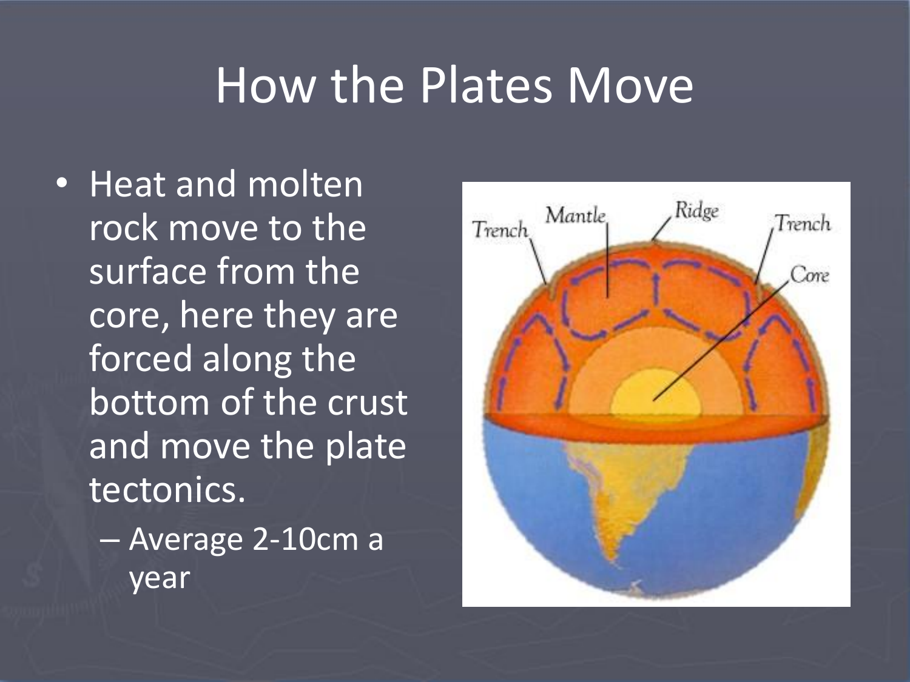# How the Plates Move

- Heat and molten rock move to the surface from the core, here they are forced along the bottom of the crust and move the plate tectonics.
  - Average 2-10cm a year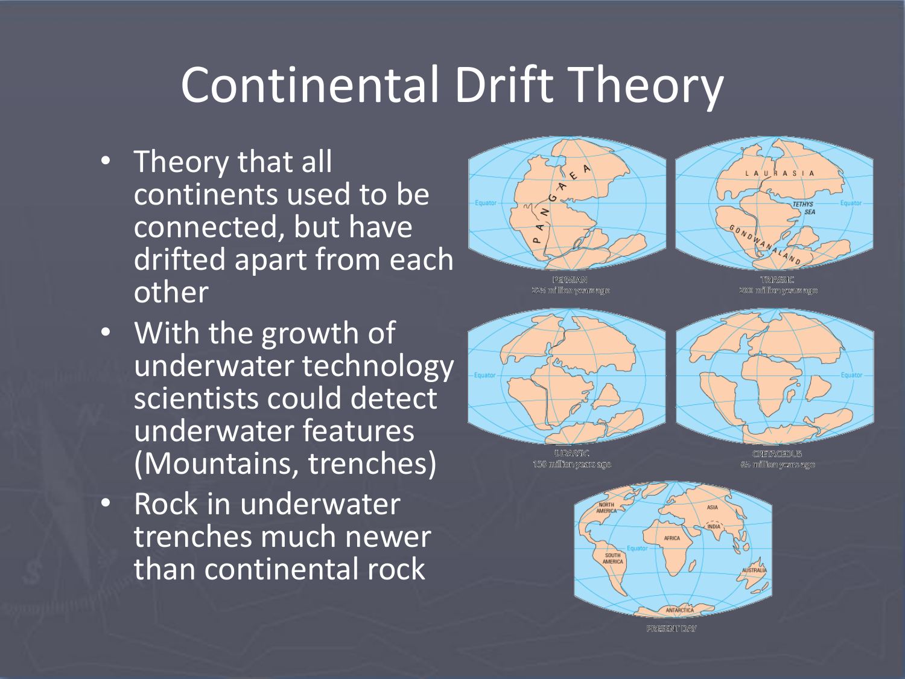# Continental Drift Theory

- Theory that all continents used to be connected, but have drifted apart from each other
- With the growth of underwater technology scientists could detect underwater features (Mountains, trenches)
- Rock in underwater trenches much newer than continental rock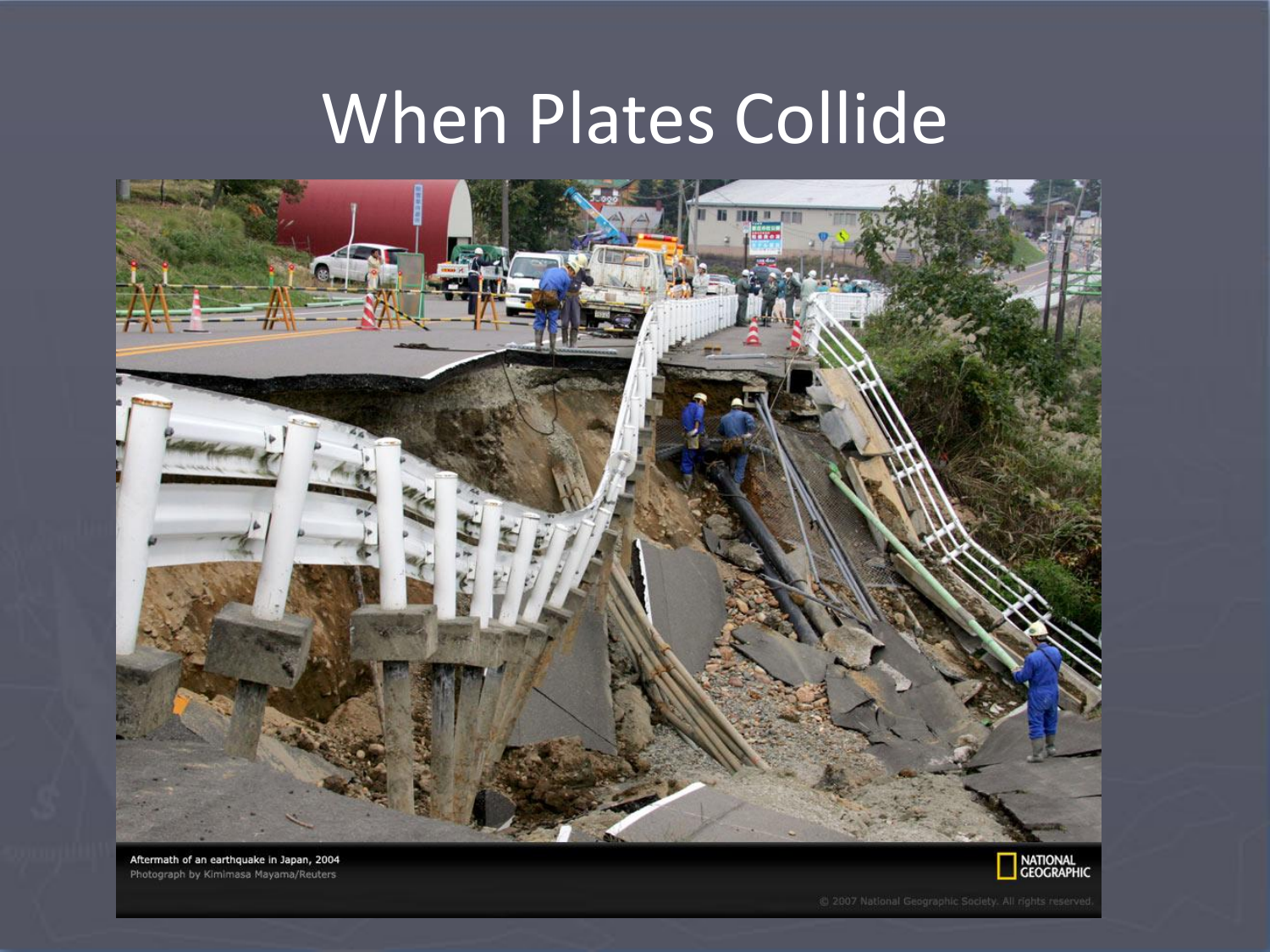# When Plates Collide

Aftermath of an earthquake in Japan, 2004
Photograph by Kimimasa Mayama/Reuters

NATIONAL GEOGRAPHIC

© 2007 National Geographic Society. All rights reserved.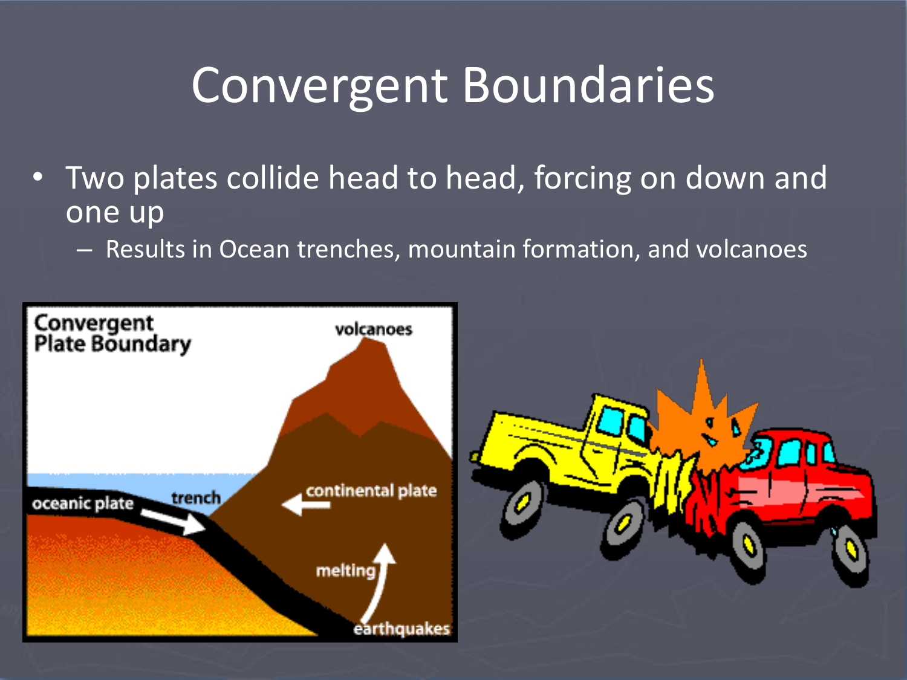# Convergent Boundaries

- Two plates collide head to head, forcing on down and one up
  - Results in Ocean trenches, mountain formation, and volcanoes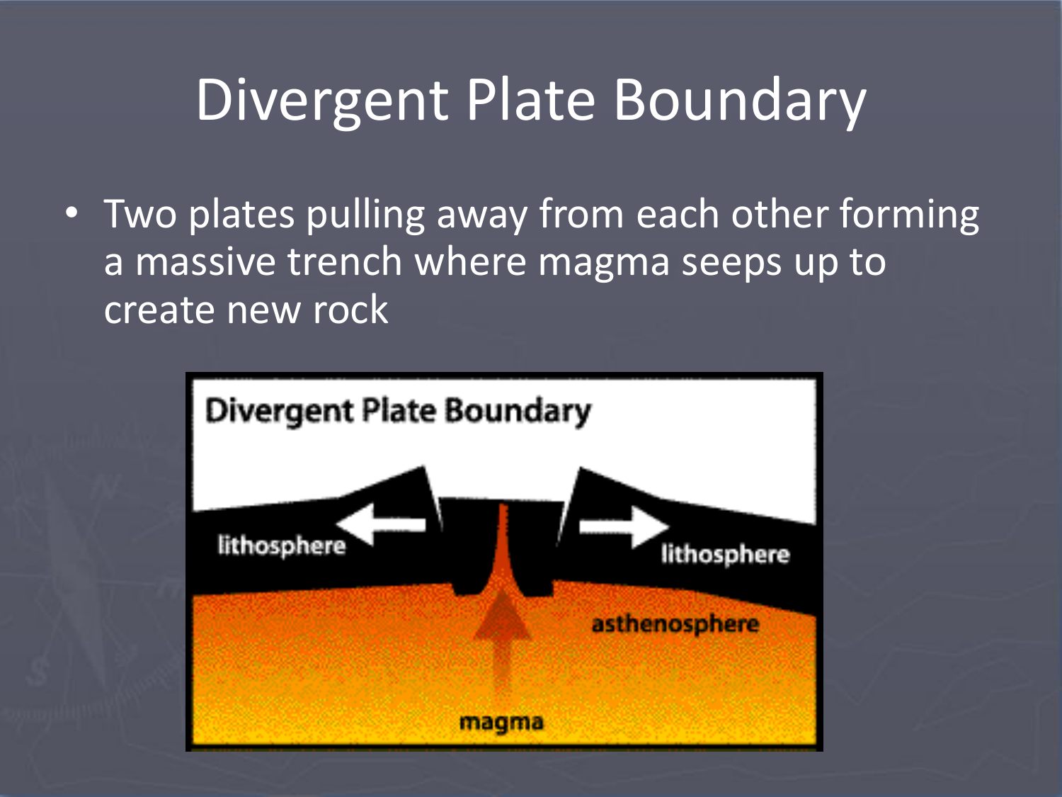# Divergent Plate Boundary

- Two plates pulling away from each other forming a massive trench where magma seeps up to create new rock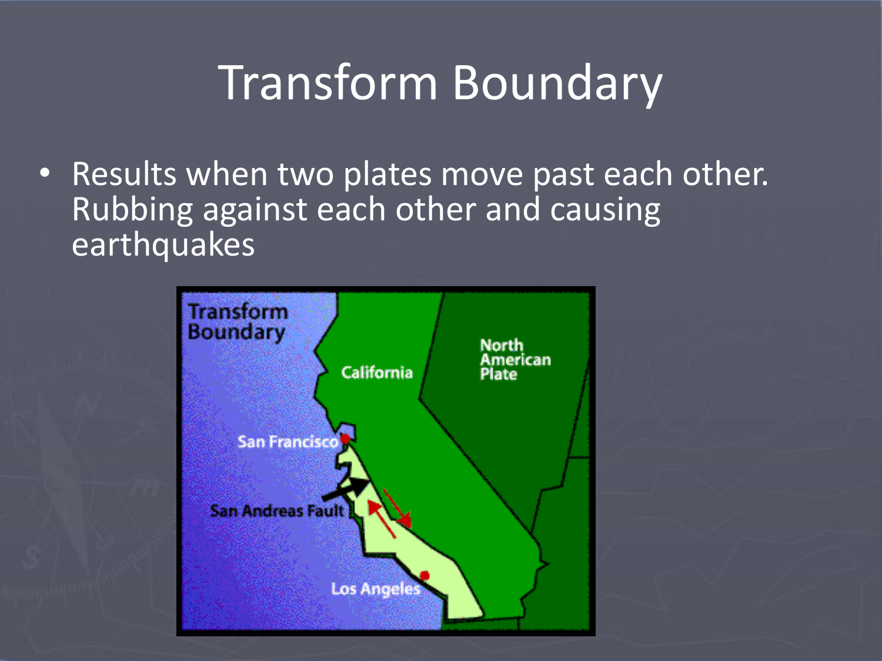# Transform Boundary

- Results when two plates move past each other. Rubbing against each other and causing earthquakes

Transform Boundary

California

North American Plate

San Francisco

San Andreas Fault

Los Angeles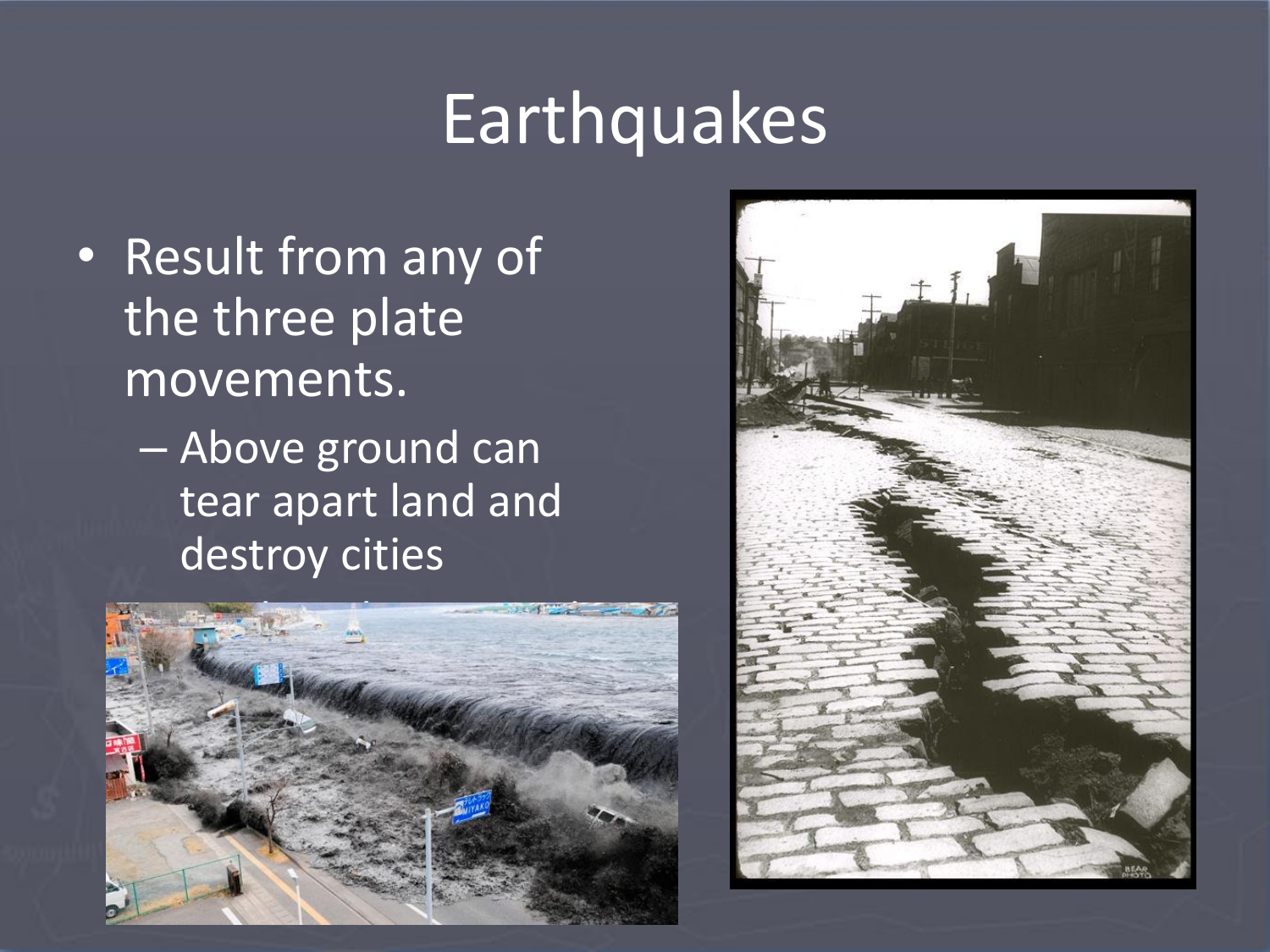# Earthquakes

- Result from any of the three plate movements.
  - Above ground can tear apart land and destroy cities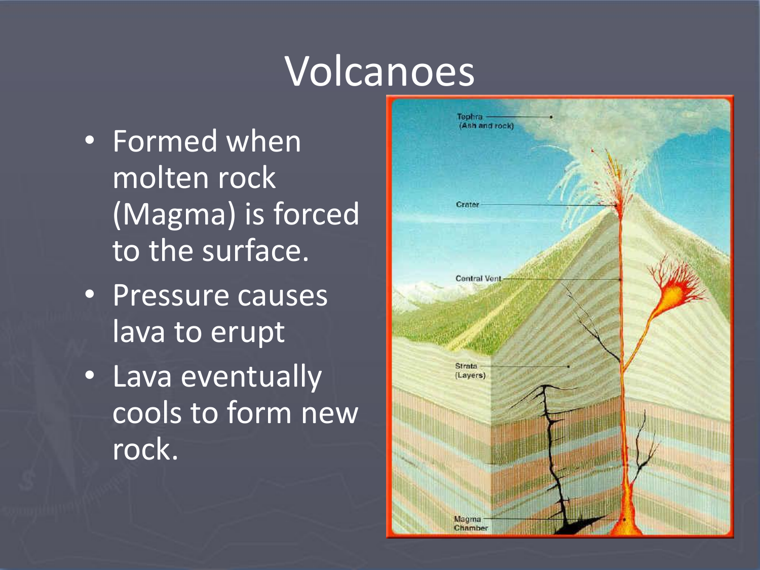# Volcanoes

- Formed when molten rock (Magma) is forced to the surface.
- Pressure causes lava to erupt
- Lava eventually cools to form new rock.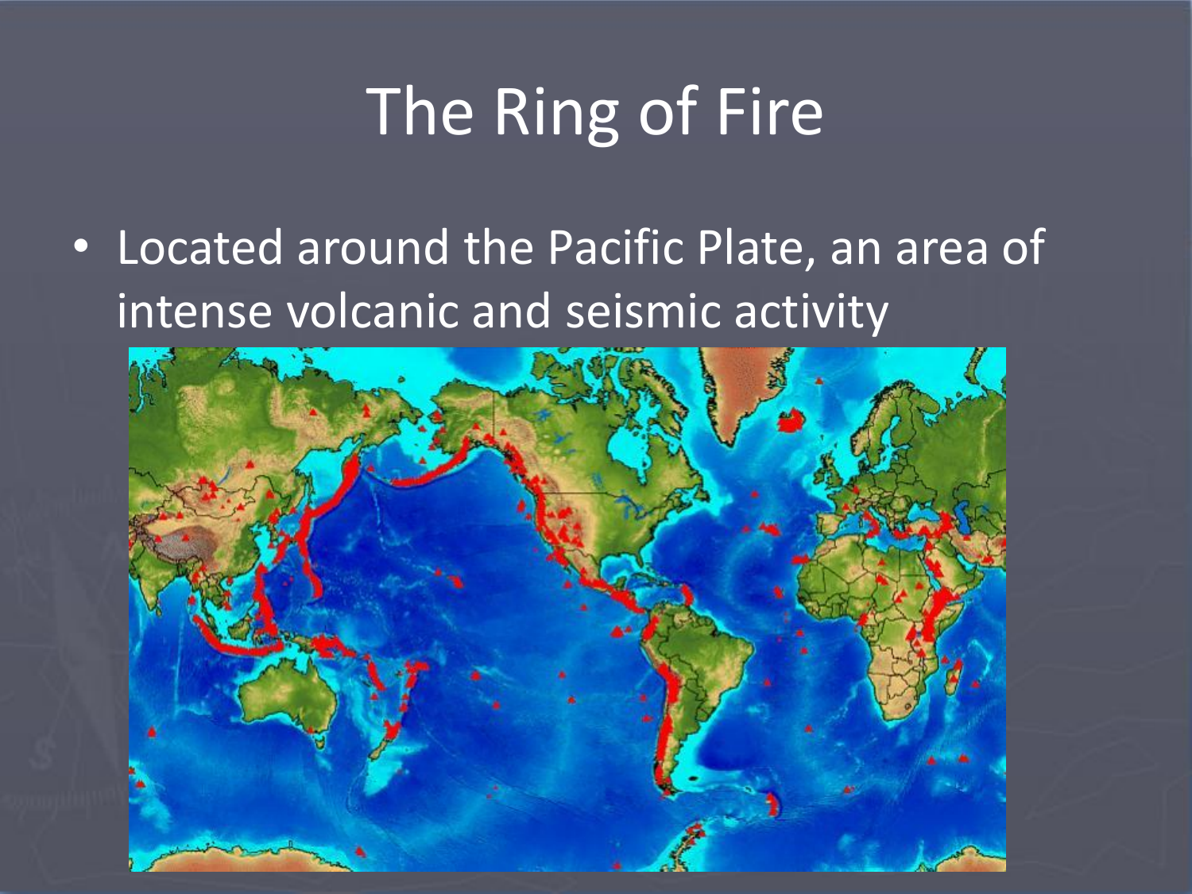# The Ring of Fire

- Located around the Pacific Plate, an area of intense volcanic and seismic activity